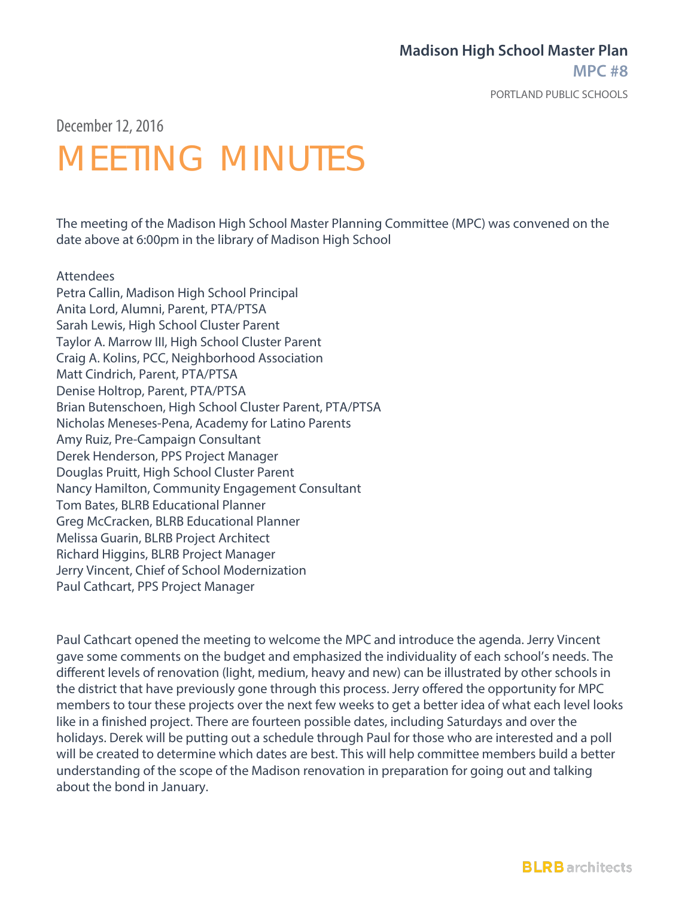# Madison High School Master Plan

## MPC #8

PORTLAND PUBLIC SCHOOLS

December 12, 2016

# MEETING MINUTES

The meeting of the Madison High School Master Planning Committee (MPC) was convened on the date above at 6:00pm in the library of Madison High School

Attendees
Petra Callin, Madison High School Principal
Anita Lord, Alumni, Parent, PTA/PTSA
Sarah Lewis, High School Cluster Parent
Taylor A. Marrow III, High School Cluster Parent
Craig A. Kolins, PCC, Neighborhood Association
Matt Cindrich, Parent, PTA/PTSA
Denise Holtrop, Parent, PTA/PTSA
Brian Butenschoen, High School Cluster Parent, PTA/PTSA
Nicholas Meneses-Pena, Academy for Latino Parents
Amy Ruiz, Pre-Campaign Consultant
Derek Henderson, PPS Project Manager
Douglas Pruitt, High School Cluster Parent
Nancy Hamilton, Community Engagement Consultant
Tom Bates, BLRB Educational Planner
Greg McCracken, BLRB Educational Planner
Melissa Guarin, BLRB Project Architect
Richard Higgins, BLRB Project Manager
Jerry Vincent, Chief of School Modernization
Paul Cathcart, PPS Project Manager

Paul Cathcart opened the meeting to welcome the MPC and introduce the agenda. Jerry Vincent gave some comments on the budget and emphasized the individuality of each school's needs. The different levels of renovation (light, medium, heavy and new) can be illustrated by other schools in the district that have previously gone through this process. Jerry offered the opportunity for MPC members to tour these projects over the next few weeks to get a better idea of what each level looks like in a finished project. There are fourteen possible dates, including Saturdays and over the holidays. Derek will be putting out a schedule through Paul for those who are interested and a poll will be created to determine which dates are best. This will help committee members build a better understanding of the scope of the Madison renovation in preparation for going out and talking about the bond in January.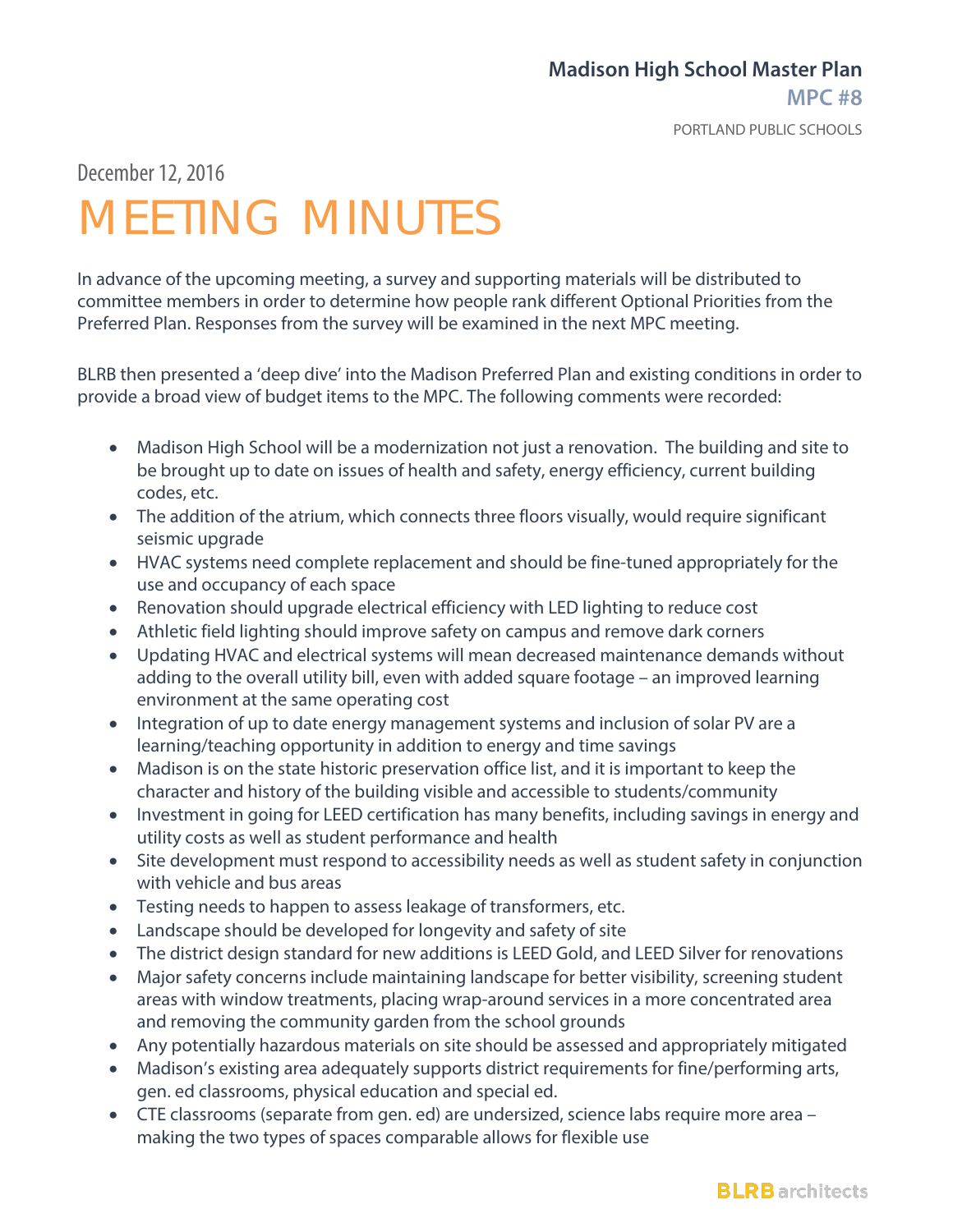December 12, 2016

# MEETING MINUTES

In advance of the upcoming meeting, a survey and supporting materials will be distributed to committee members in order to determine how people rank different Optional Priorities from the Preferred Plan. Responses from the survey will be examined in the next MPC meeting.

BLRB then presented a 'deep dive' into the Madison Preferred Plan and existing conditions in order to provide a broad view of budget items to the MPC. The following comments were recorded:

- Madison High School will be a modernization not just a renovation. The building and site to be brought up to date on issues of health and safety, energy efficiency, current building codes, etc.
- The addition of the atrium, which connects three floors visually, would require significant seismic upgrade
- HVAC systems need complete replacement and should be fine-tuned appropriately for the use and occupancy of each space
- Renovation should upgrade electrical efficiency with LED lighting to reduce cost
- Athletic field lighting should improve safety on campus and remove dark corners
- Updating HVAC and electrical systems will mean decreased maintenance demands without adding to the overall utility bill, even with added square footage – an improved learning environment at the same operating cost
- Integration of up to date energy management systems and inclusion of solar PV are a learning/teaching opportunity in addition to energy and time savings
- Madison is on the state historic preservation office list, and it is important to keep the character and history of the building visible and accessible to students/community
- Investment in going for LEED certification has many benefits, including savings in energy and utility costs as well as student performance and health
- Site development must respond to accessibility needs as well as student safety in conjunction with vehicle and bus areas
- Testing needs to happen to assess leakage of transformers, etc.
- Landscape should be developed for longevity and safety of site
- The district design standard for new additions is LEED Gold, and LEED Silver for renovations
- Major safety concerns include maintaining landscape for better visibility, screening student areas with window treatments, placing wrap-around services in a more concentrated area and removing the community garden from the school grounds
- Any potentially hazardous materials on site should be assessed and appropriately mitigated
- Madison's existing area adequately supports district requirements for fine/performing arts, gen. ed classrooms, physical education and special ed.
- CTE classrooms (separate from gen. ed) are undersized, science labs require more area – making the two types of spaces comparable allows for flexible use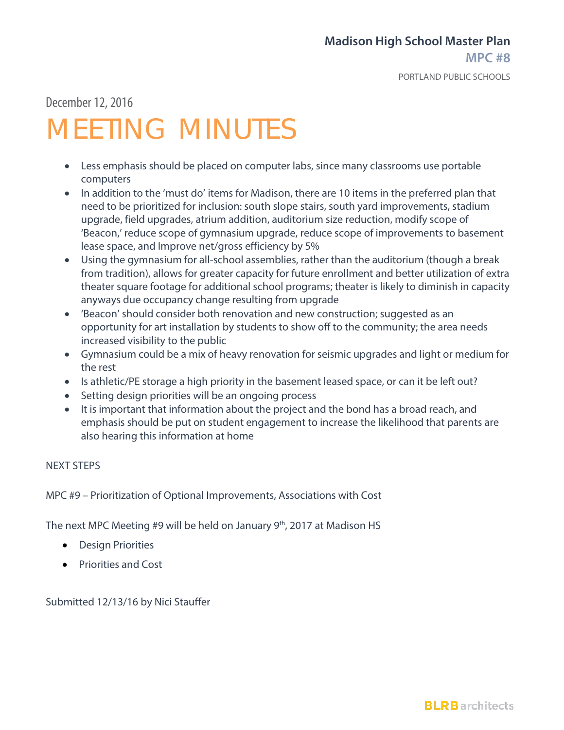December 12, 2016

# MEETING MINUTES

- Less emphasis should be placed on computer labs, since many classrooms use portable computers
- In addition to the 'must do' items for Madison, there are 10 items in the preferred plan that need to be prioritized for inclusion: south slope stairs, south yard improvements, stadium upgrade, field upgrades, atrium addition, auditorium size reduction, modify scope of 'Beacon,' reduce scope of gymnasium upgrade, reduce scope of improvements to basement lease space, and Improve net/gross efficiency by 5%
- Using the gymnasium for all-school assemblies, rather than the auditorium (though a break from tradition), allows for greater capacity for future enrollment and better utilization of extra theater square footage for additional school programs; theater is likely to diminish in capacity anyways due occupancy change resulting from upgrade
- 'Beacon' should consider both renovation and new construction; suggested as an opportunity for art installation by students to show off to the community; the area needs increased visibility to the public
- Gymnasium could be a mix of heavy renovation for seismic upgrades and light or medium for the rest
- Is athletic/PE storage a high priority in the basement leased space, or can it be left out?
- Setting design priorities will be an ongoing process
- It is important that information about the project and the bond has a broad reach, and emphasis should be put on student engagement to increase the likelihood that parents are also hearing this information at home

NEXT STEPS

MPC #9 – Prioritization of Optional Improvements, Associations with Cost

The next MPC Meeting #9 will be held on January 9th, 2017 at Madison HS

- Design Priorities
- Priorities and Cost

Submitted 12/13/16 by Nici Stauffer